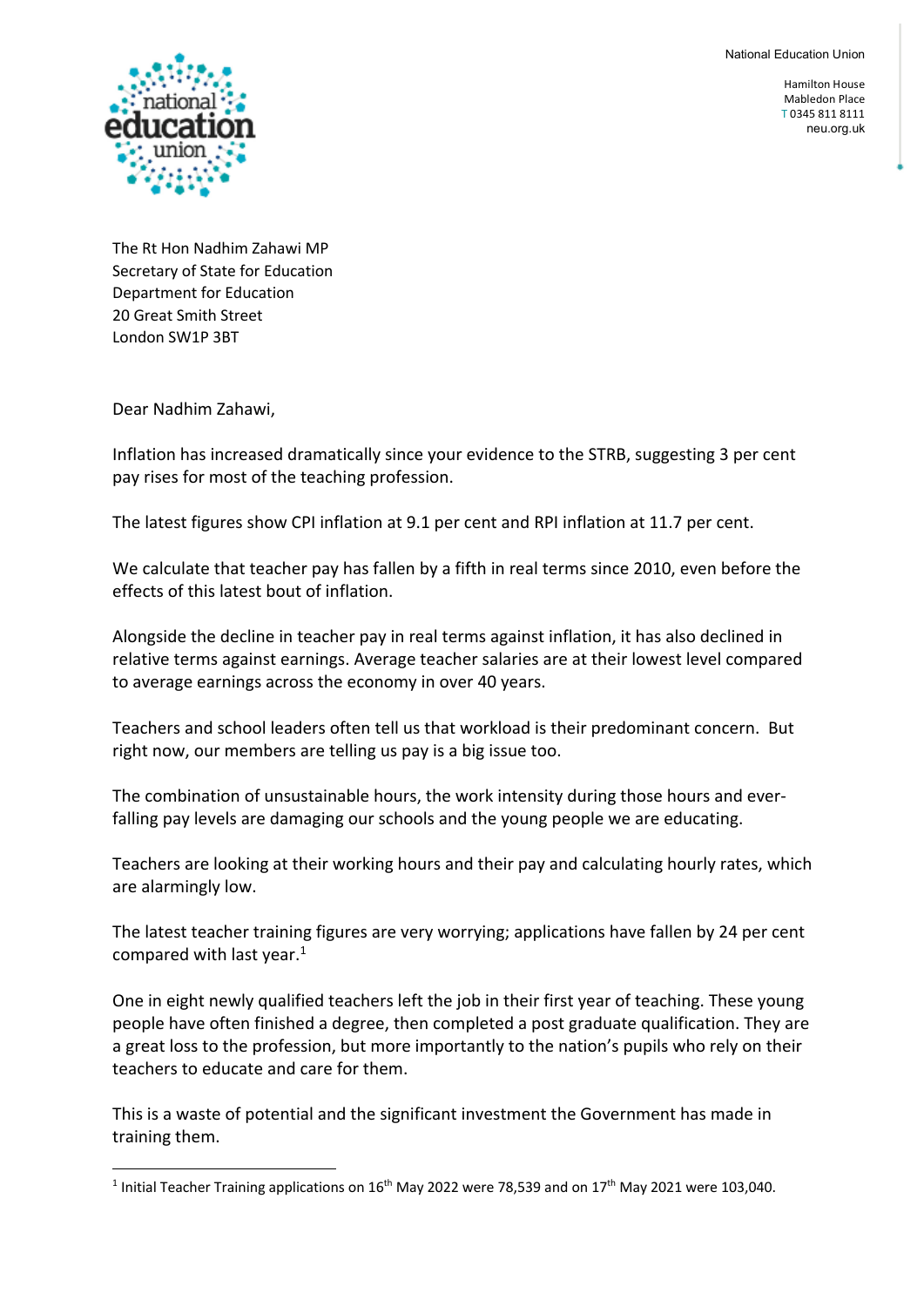National Education Union

Hamilton House
Mabledon Place
T 0345 811 8111
neu.org.uk

The Rt Hon Nadhim Zahawi MP
Secretary of State for Education
Department for Education
20 Great Smith Street
London SW1P 3BT

Dear Nadhim Zahawi,

Inflation has increased dramatically since your evidence to the STRB, suggesting 3 per cent pay rises for most of the teaching profession.

The latest figures show CPI inflation at 9.1 per cent and RPI inflation at 11.7 per cent.

We calculate that teacher pay has fallen by a fifth in real terms since 2010, even before the effects of this latest bout of inflation.

Alongside the decline in teacher pay in real terms against inflation, it has also declined in relative terms against earnings. Average teacher salaries are at their lowest level compared to average earnings across the economy in over 40 years.

Teachers and school leaders often tell us that workload is their predominant concern. But right now, our members are telling us pay is a big issue too.

The combination of unsustainable hours, the work intensity during those hours and ever-falling pay levels are damaging our schools and the young people we are educating.

Teachers are looking at their working hours and their pay and calculating hourly rates, which are alarmingly low.

The latest teacher training figures are very worrying; applications have fallen by 24 per cent compared with last year.[1]

One in eight newly qualified teachers left the job in their first year of teaching. These young people have often finished a degree, then completed a post graduate qualification. They are a great loss to the profession, but more importantly to the nation's pupils who rely on their teachers to educate and care for them.

This is a waste of potential and the significant investment the Government has made in training them.

---

[1] Initial Teacher Training applications on 16th May 2022 were 78,539 and on 17th May 2021 were 103,040.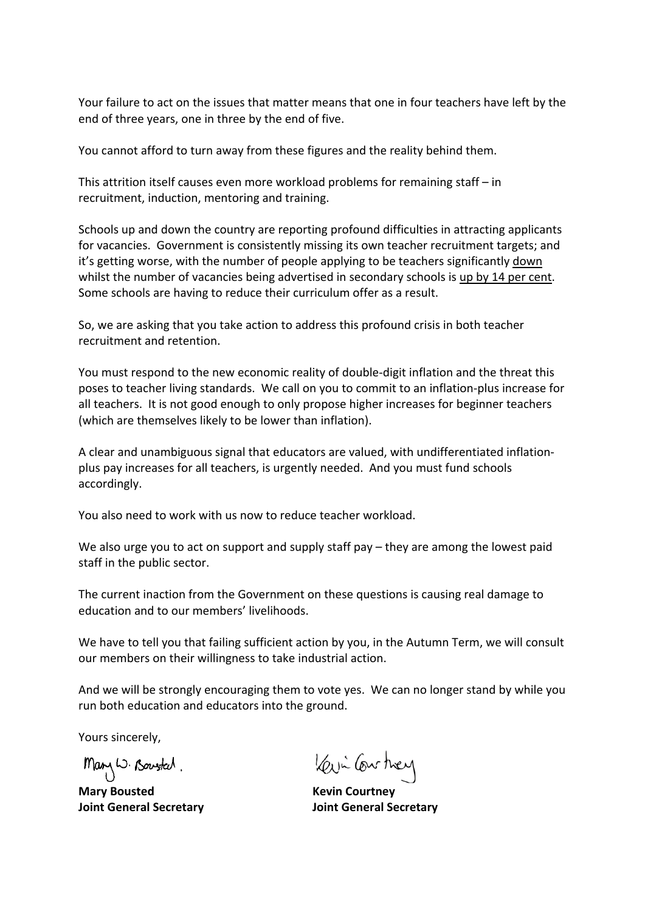Your failure to act on the issues that matter means that one in four teachers have left by the end of three years, one in three by the end of five.

You cannot afford to turn away from these figures and the reality behind them.

This attrition itself causes even more workload problems for remaining staff – in recruitment, induction, mentoring and training.

Schools up and down the country are reporting profound difficulties in attracting applicants for vacancies. Government is consistently missing its own teacher recruitment targets; and it's getting worse, with the number of people applying to be teachers significantly down whilst the number of vacancies being advertised in secondary schools is up by 14 per cent. Some schools are having to reduce their curriculum offer as a result.

So, we are asking that you take action to address this profound crisis in both teacher recruitment and retention.

You must respond to the new economic reality of double-digit inflation and the threat this poses to teacher living standards. We call on you to commit to an inflation-plus increase for all teachers. It is not good enough to only propose higher increases for beginner teachers (which are themselves likely to be lower than inflation).

A clear and unambiguous signal that educators are valued, with undifferentiated inflation-plus pay increases for all teachers, is urgently needed. And you must fund schools accordingly.

You also need to work with us now to reduce teacher workload.

We also urge you to act on support and supply staff pay – they are among the lowest paid staff in the public sector.

The current inaction from the Government on these questions is causing real damage to education and to our members' livelihoods.

We have to tell you that failing sufficient action by you, in the Autumn Term, we will consult our members on their willingness to take industrial action.

And we will be strongly encouraging them to vote yes. We can no longer stand by while you run both education and educators into the ground.

Yours sincerely,

**Mary Bousted**
**Joint General Secretary**

**Kevin Courtney**
**Joint General Secretary**